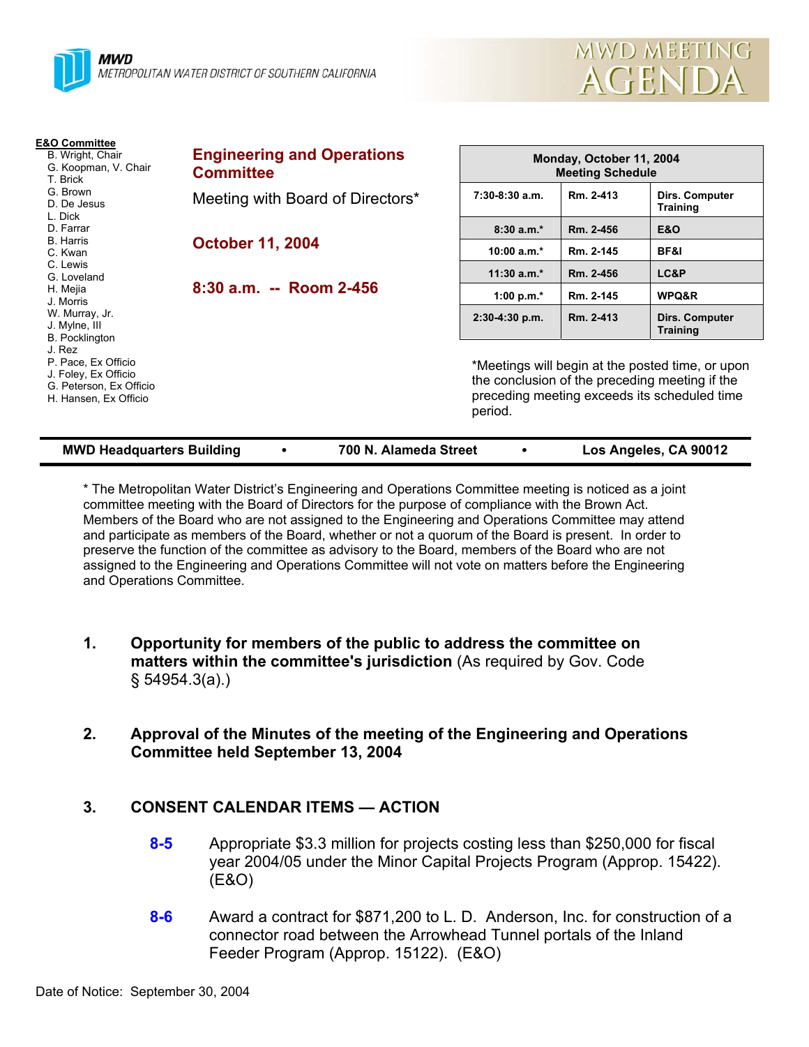**MWD**
METROPOLITAN WATER DISTRICT OF SOUTHERN CALIFORNIA

# MWD MEETING AGENDA

**E&O Committee**
- B. Wright, Chair
- G. Koopman, V. Chair
- T. Brick
- G. Brown
- D. De Jesus
- L. Dick
- D. Farrar
- B. Harris
- C. Kwan
- C. Lewis
- G. Loveland
- H. Mejia
- J. Morris
- W. Murray, Jr.
- J. Mylne, III
- B. Pocklington
- J. Rez
- P. Pace, Ex Officio
- J. Foley, Ex Officio
- G. Peterson, Ex Officio
- H. Hansen, Ex Officio

## Engineering and Operations Committee

Meeting with Board of Directors*

**October 11, 2004**

**8:30 a.m. -- Room 2-456**

| Monday, October 11, 2004 Meeting Schedule | | |
|---|---|---|
| 7:30-8:30 a.m. | Rm. 2-413 | Dirs. Computer Training |
| 8:30 a.m.* | Rm. 2-456 | E&O |
| 10:00 a.m.* | Rm. 2-145 | BF&I |
| 11:30 a.m.* | Rm. 2-456 | LC&P |
| 1:00 p.m.* | Rm. 2-145 | WPQ&R |
| 2:30-4:30 p.m. | Rm. 2-413 | Dirs. Computer Training |

*Meetings will begin at the posted time, or upon the conclusion of the preceding meeting if the preceding meeting exceeds its scheduled time period.

**MWD Headquarters Building • 700 N. Alameda Street • Los Angeles, CA 90012**

* The Metropolitan Water District's Engineering and Operations Committee meeting is noticed as a joint committee meeting with the Board of Directors for the purpose of compliance with the Brown Act. Members of the Board who are not assigned to the Engineering and Operations Committee may attend and participate as members of the Board, whether or not a quorum of the Board is present. In order to preserve the function of the committee as advisory to the Board, members of the Board who are not assigned to the Engineering and Operations Committee will not vote on matters before the Engineering and Operations Committee.

1. **Opportunity for members of the public to address the committee on matters within the committee's jurisdiction** (As required by Gov. Code § 54954.3(a).)

2. **Approval of the Minutes of the meeting of the Engineering and Operations Committee held September 13, 2004**

3. **CONSENT CALENDAR ITEMS — ACTION**

   **8-5** Appropriate $3.3 million for projects costing less than $250,000 for fiscal year 2004/05 under the Minor Capital Projects Program (Approp. 15422). (E&O)

   **8-6** Award a contract for $871,200 to L. D. Anderson, Inc. for construction of a connector road between the Arrowhead Tunnel portals of the Inland Feeder Program (Approp. 15122). (E&O)

Date of Notice: September 30, 2004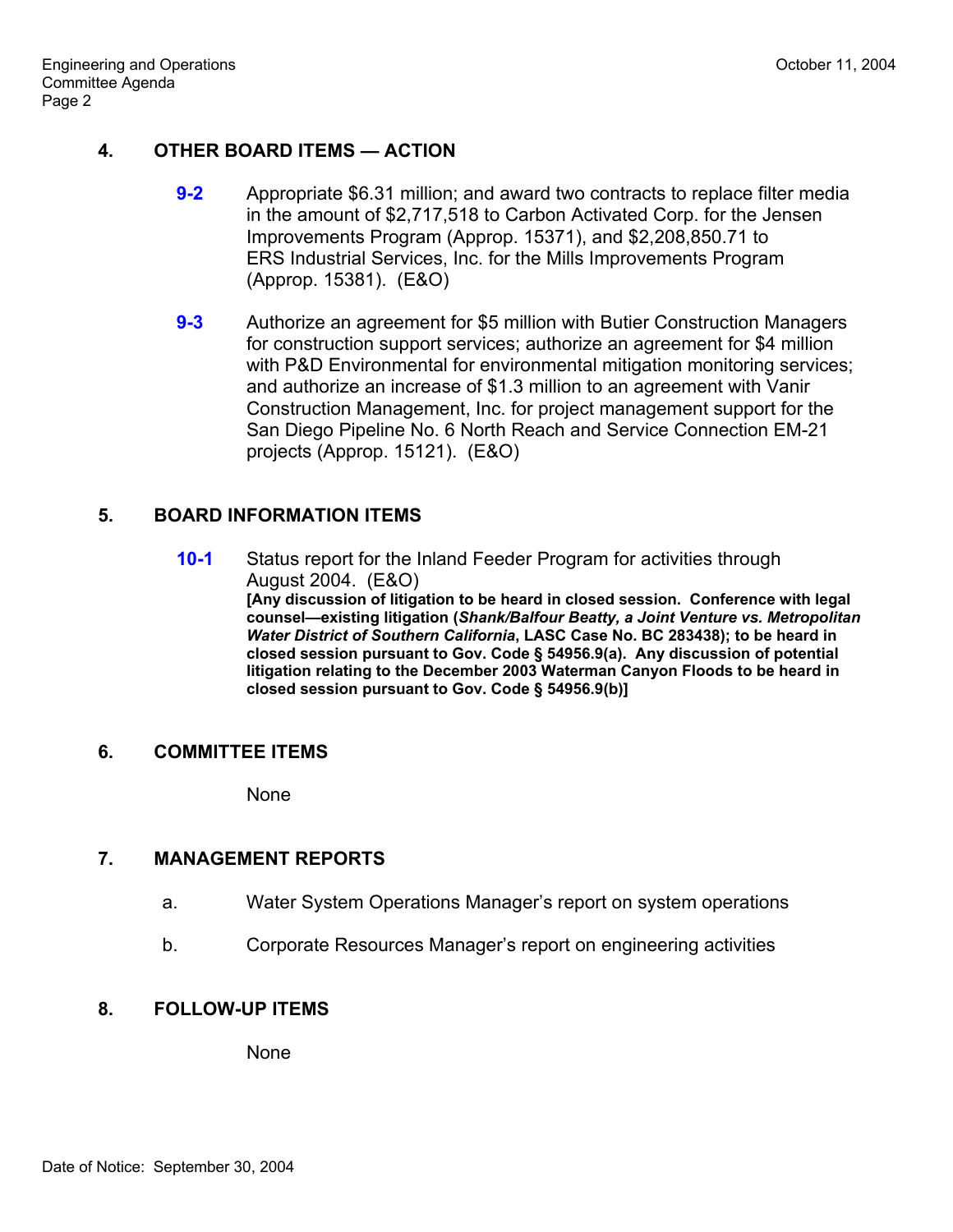## 4. OTHER BOARD ITEMS — ACTION

**9-2** Appropriate $6.31 million; and award two contracts to replace filter media in the amount of $2,717,518 to Carbon Activated Corp. for the Jensen Improvements Program (Approp. 15371), and $2,208,850.71 to ERS Industrial Services, Inc. for the Mills Improvements Program (Approp. 15381). (E&O)

**9-3** Authorize an agreement for $5 million with Butier Construction Managers for construction support services; authorize an agreement for $4 million with P&D Environmental for environmental mitigation monitoring services; and authorize an increase of $1.3 million to an agreement with Vanir Construction Management, Inc. for project management support for the San Diego Pipeline No. 6 North Reach and Service Connection EM-21 projects (Approp. 15121). (E&O)

## 5. BOARD INFORMATION ITEMS

**10-1** Status report for the Inland Feeder Program for activities through August 2004. (E&O)
**[Any discussion of litigation to be heard in closed session. Conference with legal counsel—existing litigation (*Shank/Balfour Beatty, a Joint Venture vs. Metropolitan Water District of Southern California*, LASC Case No. BC 283438); to be heard in closed session pursuant to Gov. Code § 54956.9(a). Any discussion of potential litigation relating to the December 2003 Waterman Canyon Floods to be heard in closed session pursuant to Gov. Code § 54956.9(b)]**

## 6. COMMITTEE ITEMS

None

## 7. MANAGEMENT REPORTS

a. Water System Operations Manager's report on system operations

b. Corporate Resources Manager's report on engineering activities

## 8. FOLLOW-UP ITEMS

None

Date of Notice: September 30, 2004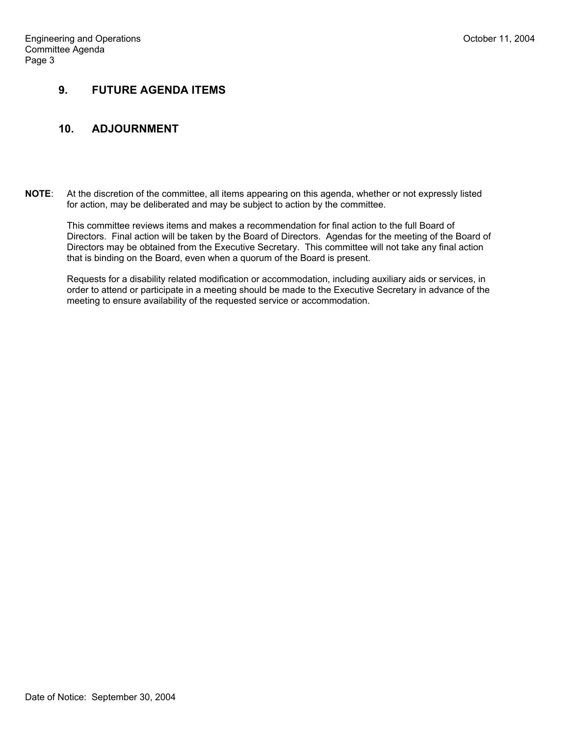## 9. FUTURE AGENDA ITEMS

## 10. ADJOURNMENT

**NOTE**: At the discretion of the committee, all items appearing on this agenda, whether or not expressly listed for action, may be deliberated and may be subject to action by the committee.

This committee reviews items and makes a recommendation for final action to the full Board of Directors. Final action will be taken by the Board of Directors. Agendas for the meeting of the Board of Directors may be obtained from the Executive Secretary. This committee will not take any final action that is binding on the Board, even when a quorum of the Board is present.

Requests for a disability related modification or accommodation, including auxiliary aids or services, in order to attend or participate in a meeting should be made to the Executive Secretary in advance of the meeting to ensure availability of the requested service or accommodation.

Date of Notice: September 30, 2004